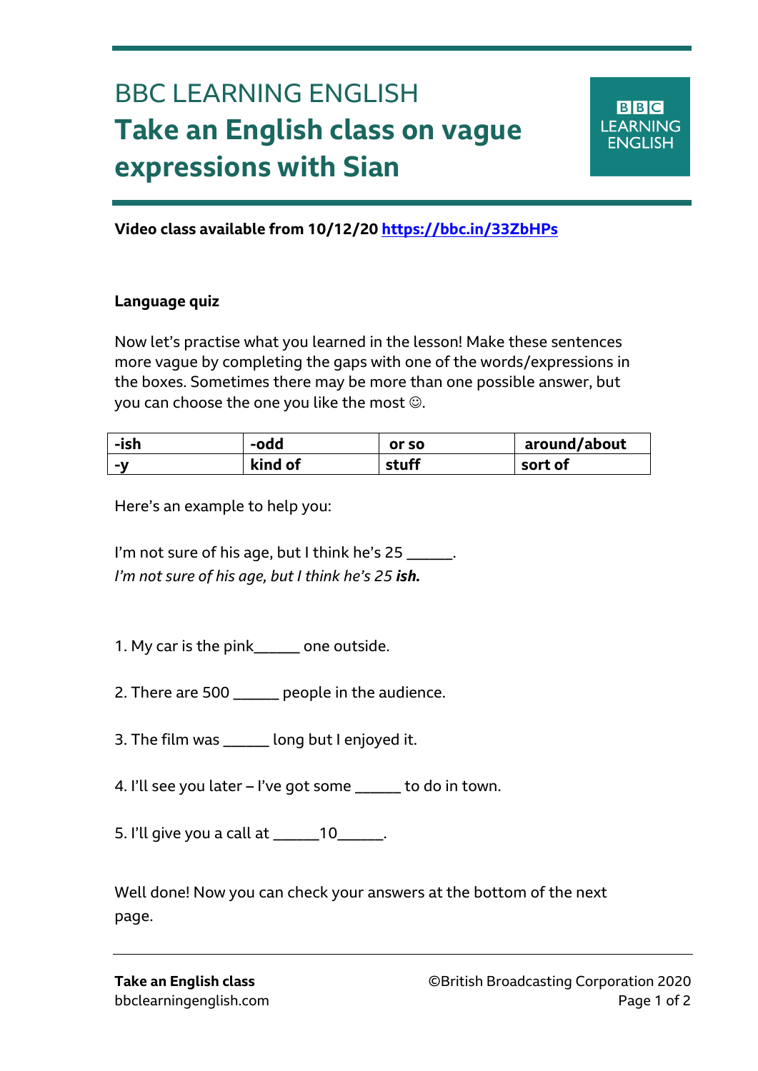# BBC LEARNING ENGLISH

## Take an English class on vague expressions with Sian

**Video class available from 10/12/20 https://bbc.in/33ZbHPs**

**Language quiz**

Now let's practise what you learned in the lesson! Make these sentences more vague by completing the gaps with one of the words/expressions in the boxes. Sometimes there may be more than one possible answer, but you can choose the one you like the most ☺.

| -ish | -odd | or so | around/about |
|---|---|---|---|
| -y | kind of | stuff | sort of |

Here's an example to help you:

I'm not sure of his age, but I think he's 25 ______.
*I'm not sure of his age, but I think he's 25* ***ish.***

1. My car is the pink______ one outside.

2. There are 500 ______ people in the audience.

3. The film was ______ long but I enjoyed it.

4. I'll see you later – I've got some ______ to do in town.

5. I'll give you a call at ______10______.

Well done! Now you can check your answers at the bottom of the next page.

**Take an English class**
bbclearningenglish.com

©British Broadcasting Corporation 2020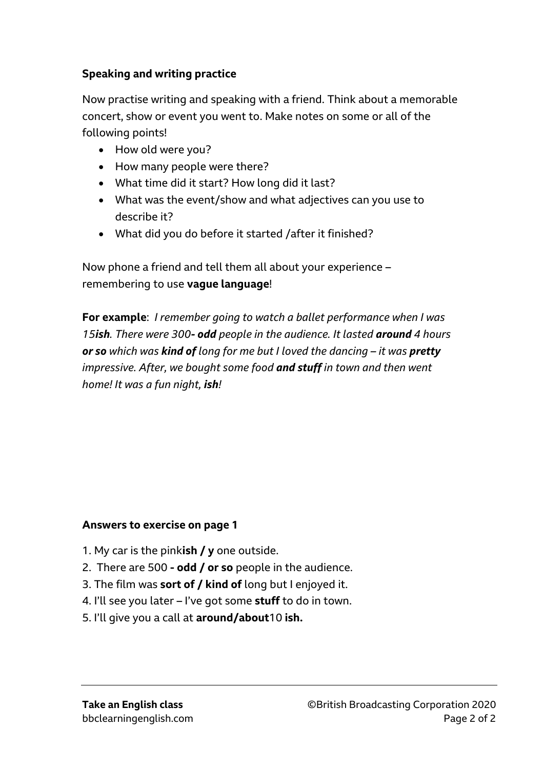**Speaking and writing practice**

Now practise writing and speaking with a friend. Think about a memorable concert, show or event you went to. Make notes on some or all of the following points!

- How old were you?
- How many people were there?
- What time did it start? How long did it last?
- What was the event/show and what adjectives can you use to describe it?
- What did you do before it started /after it finished?

Now phone a friend and tell them all about your experience – remembering to use **vague language**!

**For example**: *I remember going to watch a ballet performance when I was 15**ish**. There were 300**- odd** people in the audience. It lasted **around** 4 hours **or so** which was **kind of** long for me but I loved the dancing – it was **pretty** impressive. After, we bought some food **and stuff** in town and then went home! It was a fun night, **ish**!*

**Answers to exercise on page 1**

1. My car is the pink**ish / y** one outside.
2. There are 500 **- odd / or so** people in the audience.
3. The film was **sort of / kind of** long but I enjoyed it.
4. I'll see you later – I've got some **stuff** to do in town.
5. I'll give you a call at **around/about**10 **ish.**

**Take an English class**
bbclearningenglish.com

©British Broadcasting Corporation 2020